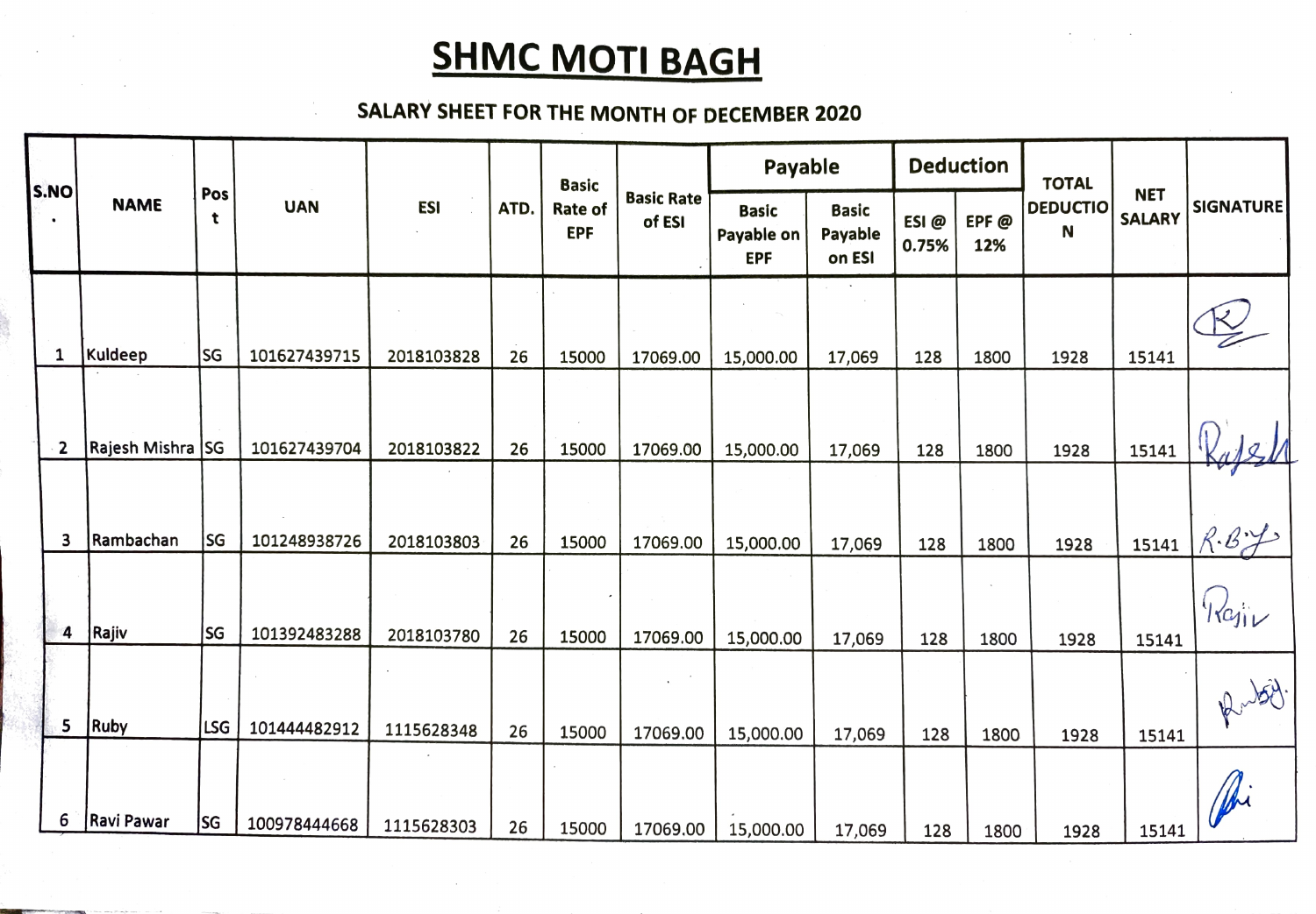# SHMC MOTI BAGH

## SALARY SHEET FOR THE MONTH OF DECEMBER 2020

| S.NO. | NAME | Post | UAN | ESI | ATD. | Basic Rate of EPF | Basic Rate of ESI | Payable | | Deduction | | TOTAL DEDUCTION | NET SALARY | SIGNATURE |
|---|---|---|---|---|---|---|---|---|---|---|---|---|---|---|
| | | | | | | | | Basic Payable on EPF | Basic Payable on ESI | ESI @ 0.75% | EPF @ 12% | | | |
| 1 | Kuldeep | SG | 101627439715 | 2018103828 | 26 | 15000 | 17069.00 | 15,000.00 | 17,069 | 128 | 1800 | 1928 | 15141 | |
| 2 | Rajesh Mishra | SG | 101627439704 | 2018103822 | 26 | 15000 | 17069.00 | 15,000.00 | 17,069 | 128 | 1800 | 1928 | 15141 | Rajesh |
| 3 | Rambachan | SG | 101248938726 | 2018103803 | 26 | 15000 | 17069.00 | 15,000.00 | 17,069 | 128 | 1800 | 1928 | 15141 | R.B.Y |
| 4 | Rajiv | SG | 101392483288 | 2018103780 | 26 | 15000 | 17069.00 | 15,000.00 | 17,069 | 128 | 1800 | 1928 | 15141 | Rajiv |
| 5 | Ruby | LSG | 101444482912 | 1115628348 | 26 | 15000 | 17069.00 | 15,000.00 | 17,069 | 128 | 1800 | 1928 | 15141 | Ruby |
| 6 | Ravi Pawar | SG | 100978444668 | 1115628303 | 26 | 15000 | 17069.00 | 15,000.00 | 17,069 | 128 | 1800 | 1928 | 15141 | |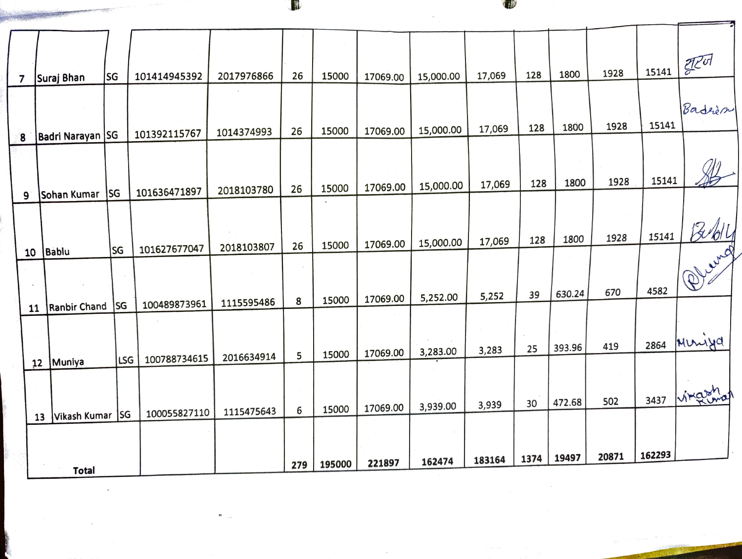| | | | | | | | | | | | | | | | |
|---|---|---|---|---|---|---|---|---|---|---|---|---|---|---|---|
| 7 | Suraj Bhan | SG | 101414945392 | 2017976866 | 26 | 15000 | 17069.00 | 15,000.00 | 17,069 | 128 | 1800 | 1928 | 15141 | सूरज |
| 8 | Badri Narayan | SG | 101392115767 | 1014374993 | 26 | 15000 | 17069.00 | 15,000.00 | 17,069 | 128 | 1800 | 1928 | 15141 | Badrien |
| 9 | Sohan Kumar | SG | 101636471897 | 2018103780 | 26 | 15000 | 17069.00 | 15,000.00 | 17,069 | 128 | 1800 | 1928 | 15141 | SB |
| 10 | Bablu | SG | 101627677047 | 2018103807 | 26 | 15000 | 17069.00 | 15,000.00 | 17,069 | 128 | 1800 | 1928 | 15141 | Bablu |
| 11 | Ranbir Chand | SG | 100489873961 | 1115595486 | 8 | 15000 | 17069.00 | 5,252.00 | 5,252 | 39 | 630.24 | 670 | 4582 | Rchand |
| 12 | Muniya | LSG | 100788734615 | 2016634914 | 5 | 15000 | 17069.00 | 3,283.00 | 3,283 | 25 | 393.96 | 419 | 2864 | Muniya |
| 13 | Vikash Kumar | SG | 100055827110 | 1115475643 | 6 | 15000 | 17069.00 | 3,939.00 | 3,939 | 30 | 472.68 | 502 | 3437 | Vikash Kumar |
| | Total | | | | 279 | 195000 | 221897 | 162474 | 183164 | 1374 | 19497 | 20871 | 162293 | |